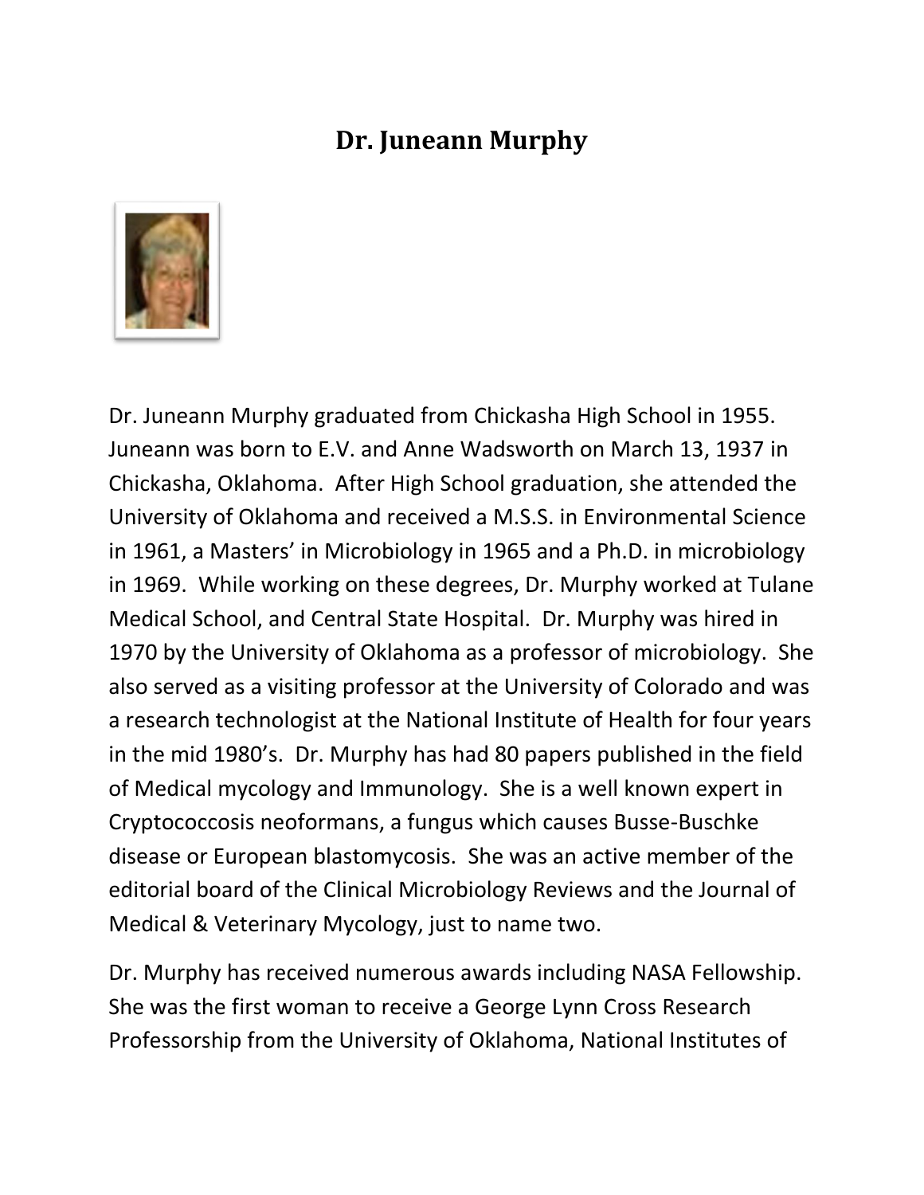# Dr. Juneann Murphy

Dr. Juneann Murphy graduated from Chickasha High School in 1955. Juneann was born to E.V. and Anne Wadsworth on March 13, 1937 in Chickasha, Oklahoma. After High School graduation, she attended the University of Oklahoma and received a M.S.S. in Environmental Science in 1961, a Masters' in Microbiology in 1965 and a Ph.D. in microbiology in 1969. While working on these degrees, Dr. Murphy worked at Tulane Medical School, and Central State Hospital. Dr. Murphy was hired in 1970 by the University of Oklahoma as a professor of microbiology. She also served as a visiting professor at the University of Colorado and was a research technologist at the National Institute of Health for four years in the mid 1980's. Dr. Murphy has had 80 papers published in the field of Medical mycology and Immunology. She is a well known expert in Cryptococcosis neoformans, a fungus which causes Busse-Buschke disease or European blastomycosis. She was an active member of the editorial board of the Clinical Microbiology Reviews and the Journal of Medical & Veterinary Mycology, just to name two.

Dr. Murphy has received numerous awards including NASA Fellowship. She was the first woman to receive a George Lynn Cross Research Professorship from the University of Oklahoma, National Institutes of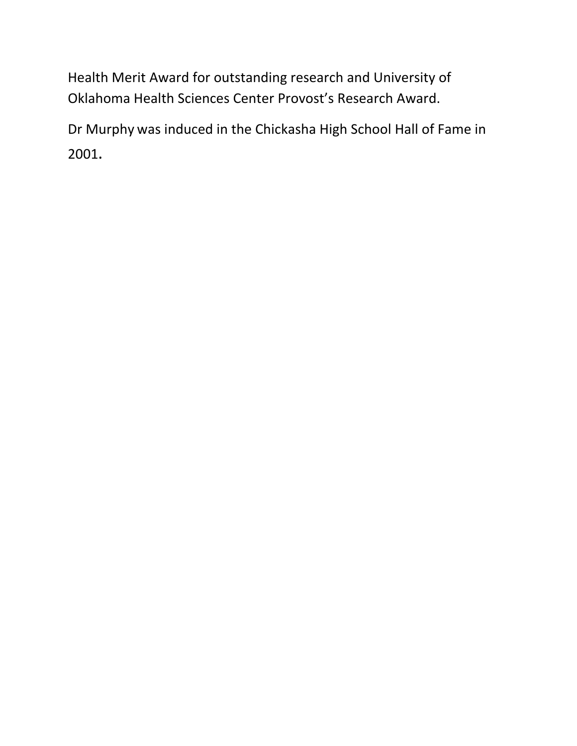Health Merit Award for outstanding research and University of Oklahoma Health Sciences Center Provost's Research Award.

Dr Murphy was induced in the Chickasha High School Hall of Fame in 2001.